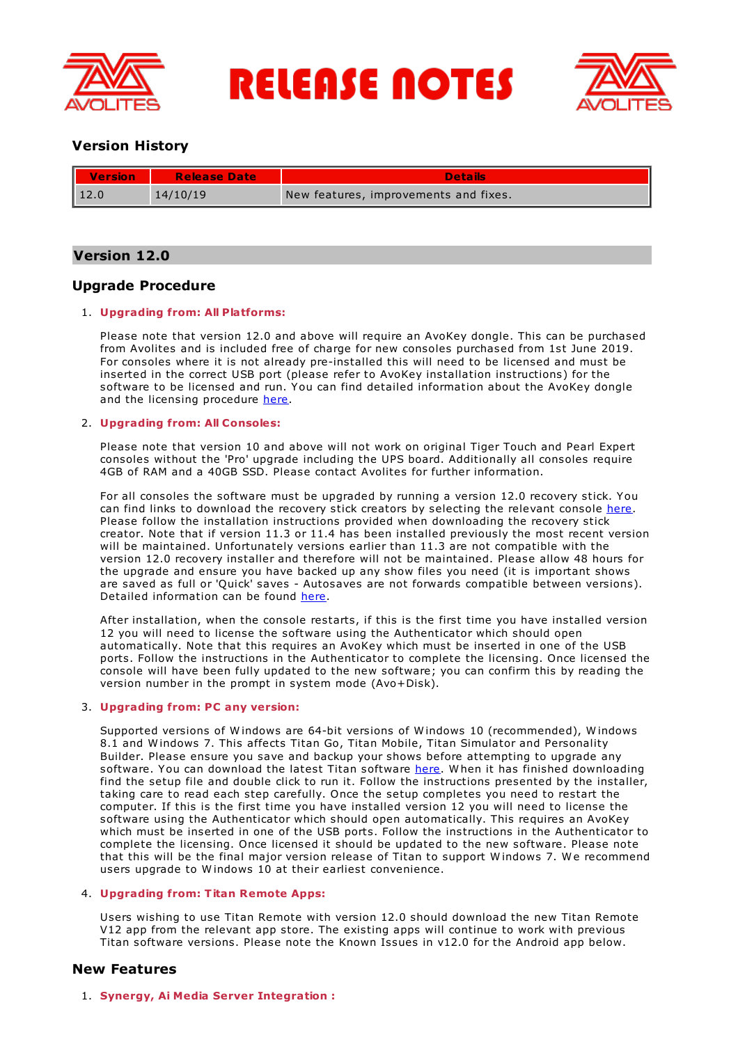# RELEASE NOTES

## Version History

| Version | Release Date | Details |
|---|---|---|
| 12.0 | 14/10/19 | New features, improvements and fixes. |

## Version 12.0

### Upgrade Procedure

1. **Upgrading from: All Platforms:**

   Please note that version 12.0 and above will require an AvoKey dongle. This can be purchased from Avolites and is included free of charge for new consoles purchased from 1st June 2019. For consoles where it is not already pre-installed this will need to be licensed and must be inserted in the correct USB port (please refer to AvoKey installation instructions) for the software to be licensed and run. You can find detailed information about the AvoKey dongle and the licensing procedure here.

2. **Upgrading from: All Consoles:**

   Please note that version 10 and above will not work on original Tiger Touch and Pearl Expert consoles without the 'Pro' upgrade including the UPS board. Additionally all consoles require 4GB of RAM and a 40GB SSD. Please contact Avolites for further information.

   For all consoles the software must be upgraded by running a version 12.0 recovery stick. You can find links to download the recovery stick creators by selecting the relevant console here. Please follow the installation instructions provided when downloading the recovery stick creator. Note that if version 11.3 or 11.4 has been installed previously the most recent version will be maintained. Unfortunately versions earlier than 11.3 are not compatible with the version 12.0 recovery installer and therefore will not be maintained. Please allow 48 hours for the upgrade and ensure you have backed up any show files you need (it is important shows are saved as full or 'Quick' saves - Autosaves are not forwards compatible between versions). Detailed information can be found here.

   After installation, when the console restarts, if this is the first time you have installed version 12 you will need to license the software using the Authenticator which should open automatically. Note that this requires an AvoKey which must be inserted in one of the USB ports. Follow the instructions in the Authenticator to complete the licensing. Once licensed the console will have been fully updated to the new software; you can confirm this by reading the version number in the prompt in system mode (Avo+Disk).

3. **Upgrading from: PC any version:**

   Supported versions of Windows are 64-bit versions of Windows 10 (recommended), Windows 8.1 and Windows 7. This affects Titan Go, Titan Mobile, Titan Simulator and Personality Builder. Please ensure you save and backup your shows before attempting to upgrade any software. You can download the latest Titan software here. When it has finished downloading find the setup file and double click to run it. Follow the instructions presented by the installer, taking care to read each step carefully. Once the setup completes you need to restart the computer. If this is the first time you have installed version 12 you will need to license the software using the Authenticator which should open automatically. This requires an AvoKey which must be inserted in one of the USB ports. Follow the instructions in the Authenticator to complete the licensing. Once licensed it should be updated to the new software. Please note that this will be the final major version release of Titan to support Windows 7. We recommend users upgrade to Windows 10 at their earliest convenience.

4. **Upgrading from: Titan Remote Apps:**

   Users wishing to use Titan Remote with version 12.0 should download the new Titan Remote V12 app from the relevant app store. The existing apps will continue to work with previous Titan software versions. Please note the Known Issues in v12.0 for the Android app below.

### New Features

1. **Synergy, Ai Media Server Integration :**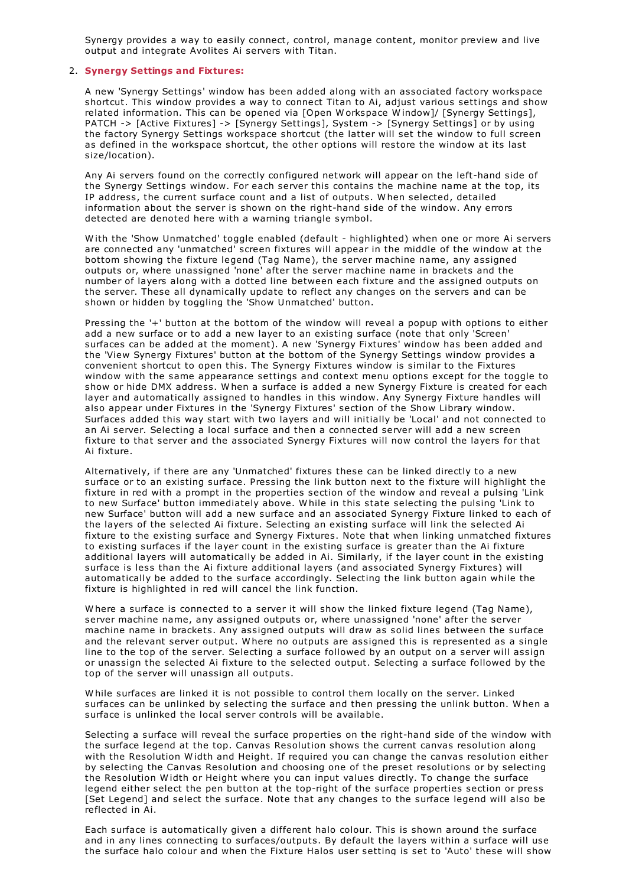Synergy provides a way to easily connect, control, manage content, monitor preview and live output and integrate Avolites Ai servers with Titan.

2. **Synergy Settings and Fixtures:**

A new 'Synergy Settings' window has been added along with an associated factory workspace shortcut. This window provides a way to connect Titan to Ai, adjust various settings and show related information. This can be opened via [Open Workspace Window]/ [Synergy Settings], PATCH -> [Active Fixtures] -> [Synergy Settings], System -> [Synergy Settings] or by using the factory Synergy Settings workspace shortcut (the latter will set the window to full screen as defined in the workspace shortcut, the other options will restore the window at its last size/location).

Any Ai servers found on the correctly configured network will appear on the left-hand side of the Synergy Settings window. For each server this contains the machine name at the top, its IP address, the current surface count and a list of outputs. When selected, detailed information about the server is shown on the right-hand side of the window. Any errors detected are denoted here with a warning triangle symbol.

With the 'Show Unmatched' toggle enabled (default - highlighted) when one or more Ai servers are connected any 'unmatched' screen fixtures will appear in the middle of the window at the bottom showing the fixture legend (Tag Name), the server machine name, any assigned outputs or, where unassigned 'none' after the server machine name in brackets and the number of layers along with a dotted line between each fixture and the assigned outputs on the server. These all dynamically update to reflect any changes on the servers and can be shown or hidden by toggling the 'Show Unmatched' button.

Pressing the '+' button at the bottom of the window will reveal a popup with options to either add a new surface or to add a new layer to an existing surface (note that only 'Screen' surfaces can be added at the moment). A new 'Synergy Fixtures' window has been added and the 'View Synergy Fixtures' button at the bottom of the Synergy Settings window provides a convenient shortcut to open this. The Synergy Fixtures window is similar to the Fixtures window with the same appearance settings and context menu options except for the toggle to show or hide DMX address. When a surface is added a new Synergy Fixture is created for each layer and automatically assigned to handles in this window. Any Synergy Fixture handles will also appear under Fixtures in the 'Synergy Fixtures' section of the Show Library window. Surfaces added this way start with two layers and will initially be 'Local' and not connected to an Ai server. Selecting a local surface and then a connected server will add a new screen fixture to that server and the associated Synergy Fixtures will now control the layers for that Ai fixture.

Alternatively, if there are any 'Unmatched' fixtures these can be linked directly to a new surface or to an existing surface. Pressing the link button next to the fixture will highlight the fixture in red with a prompt in the properties section of the window and reveal a pulsing 'Link to new Surface' button immediately above. While in this state selecting the pulsing 'Link to new Surface' button will add a new surface and an associated Synergy Fixture linked to each of the layers of the selected Ai fixture. Selecting an existing surface will link the selected Ai fixture to the existing surface and Synergy Fixtures. Note that when linking unmatched fixtures to existing surfaces if the layer count in the existing surface is greater than the Ai fixture additional layers will automatically be added in Ai. Similarly, if the layer count in the existing surface is less than the Ai fixture additional layers (and associated Synergy Fixtures) will automatically be added to the surface accordingly. Selecting the link button again while the fixture is highlighted in red will cancel the link function.

Where a surface is connected to a server it will show the linked fixture legend (Tag Name), server machine name, any assigned outputs or, where unassigned 'none' after the server machine name in brackets. Any assigned outputs will draw as solid lines between the surface and the relevant server output. Where no outputs are assigned this is represented as a single line to the top of the server. Selecting a surface followed by an output on a server will assign or unassign the selected Ai fixture to the selected output. Selecting a surface followed by the top of the server will unassign all outputs.

While surfaces are linked it is not possible to control them locally on the server. Linked surfaces can be unlinked by selecting the surface and then pressing the unlink button. When a surface is unlinked the local server controls will be available.

Selecting a surface will reveal the surface properties on the right-hand side of the window with the surface legend at the top. Canvas Resolution shows the current canvas resolution along with the Resolution Width and Height. If required you can change the canvas resolution either by selecting the Canvas Resolution and choosing one of the preset resolutions or by selecting the Resolution Width or Height where you can input values directly. To change the surface legend either select the pen button at the top-right of the surface properties section or press [Set Legend] and select the surface. Note that any changes to the surface legend will also be reflected in Ai.

Each surface is automatically given a different halo colour. This is shown around the surface and in any lines connecting to surfaces/outputs. By default the layers within a surface will use the surface halo colour and when the Fixture Halos user setting is set to 'Auto' these will show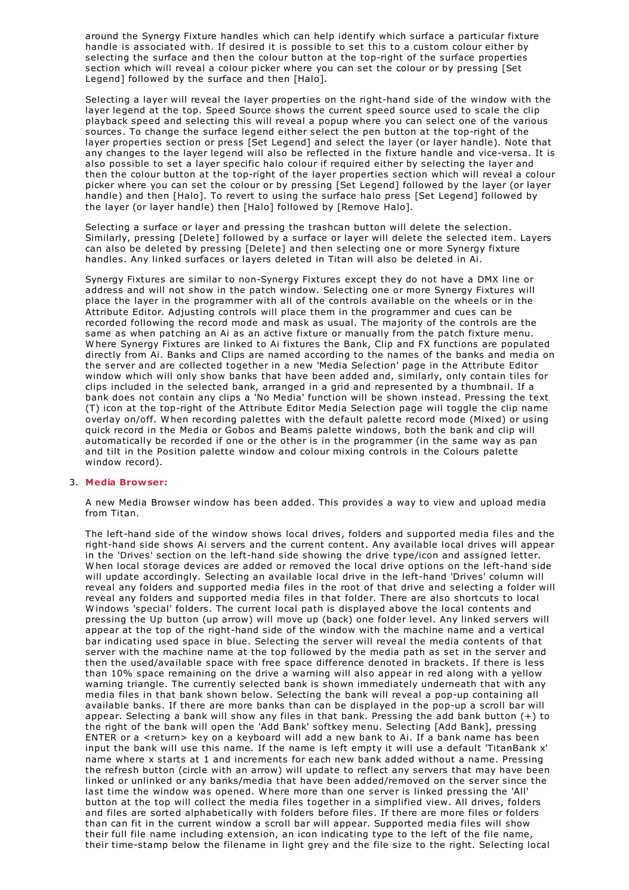around the Synergy Fixture handles which can help identify which surface a particular fixture handle is associated with. If desired it is possible to set this to a custom colour either by selecting the surface and then the colour button at the top-right of the surface properties section which will reveal a colour picker where you can set the colour or by pressing [Set Legend] followed by the surface and then [Halo].

Selecting a layer will reveal the layer properties on the right-hand side of the window with the layer legend at the top. Speed Source shows the current speed source used to scale the clip playback speed and selecting this will reveal a popup where you can select one of the various sources. To change the surface legend either select the pen button at the top-right of the layer properties section or press [Set Legend] and select the layer (or layer handle). Note that any changes to the layer legend will also be reflected in the fixture handle and vice-versa. It is also possible to set a layer specific halo colour if required either by selecting the layer and then the colour button at the top-right of the layer properties section which will reveal a colour picker where you can set the colour or by pressing [Set Legend] followed by the layer (or layer handle) and then [Halo]. To revert to using the surface halo press [Set Legend] followed by the layer (or layer handle) then [Halo] followed by [Remove Halo].

Selecting a surface or layer and pressing the trashcan button will delete the selection. Similarly, pressing [Delete] followed by a surface or layer will delete the selected item. Layers can also be deleted by pressing [Delete] and then selecting one or more Synergy fixture handles. Any linked surfaces or layers deleted in Titan will also be deleted in Ai.

Synergy Fixtures are similar to non-Synergy Fixtures except they do not have a DMX line or address and will not show in the patch window. Selecting one or more Synergy Fixtures will place the layer in the programmer with all of the controls available on the wheels or in the Attribute Editor. Adjusting controls will place them in the programmer and cues can be recorded following the record mode and mask as usual. The majority of the controls are the same as when patching an Ai as an active fixture or manually from the patch fixture menu. Where Synergy Fixtures are linked to Ai fixtures the Bank, Clip and FX functions are populated directly from Ai. Banks and Clips are named according to the names of the banks and media on the server and are collected together in a new 'Media Selection' page in the Attribute Editor window which will only show banks that have been added and, similarly, only contain tiles for clips included in the selected bank, arranged in a grid and represented by a thumbnail. If a bank does not contain any clips a 'No Media' function will be shown instead. Pressing the text (T) icon at the top-right of the Attribute Editor Media Selection page will toggle the clip name overlay on/off. When recording palettes with the default palette record mode (Mixed) or using quick record in the Media or Gobos and Beams palette windows, both the bank and clip will automatically be recorded if one or the other is in the programmer (in the same way as pan and tilt in the Position palette window and colour mixing controls in the Colours palette window record).

3. **Media Browser:**

   A new Media Browser window has been added. This provides a way to view and upload media from Titan.

   The left-hand side of the window shows local drives, folders and supported media files and the right-hand side shows Ai servers and the current content. Any available local drives will appear in the 'Drives' section on the left-hand side showing the drive type/icon and assigned letter. When local storage devices are added or removed the local drive options on the left-hand side will update accordingly. Selecting an available local drive in the left-hand 'Drives' column will reveal any folders and supported media files in the root of that drive and selecting a folder will reveal any folders and supported media files in that folder. There are also shortcuts to local Windows 'special' folders. The current local path is displayed above the local contents and pressing the Up button (up arrow) will move up (back) one folder level. Any linked servers will appear at the top of the right-hand side of the window with the machine name and a vertical bar indicating used space in blue. Selecting the server will reveal the media contents of that server with the machine name at the top followed by the media path as set in the server and then the used/available space with free space difference denoted in brackets. If there is less than 10% space remaining on the drive a warning will also appear in red along with a yellow warning triangle. The currently selected bank is shown immediately underneath that with any media files in that bank shown below. Selecting the bank will reveal a pop-up containing all available banks. If there are more banks than can be displayed in the pop-up a scroll bar will appear. Selecting a bank will show any files in that bank. Pressing the add bank button (+) to the right of the bank will open the 'Add Bank' softkey menu. Selecting [Add Bank], pressing ENTER or a <return> key on a keyboard will add a new bank to Ai. If a bank name has been input the bank will use this name. If the name is left empty it will use a default 'TitanBank x' name where x starts at 1 and increments for each new bank added without a name. Pressing the refresh button (circle with an arrow) will update to reflect any servers that may have been linked or unlinked or any banks/media that have been added/removed on the server since the last time the window was opened. Where more than one server is linked pressing the 'All' button at the top will collect the media files together in a simplified view. All drives, folders and files are sorted alphabetically with folders before files. If there are more files or folders than can fit in the current window a scroll bar will appear. Supported media files will show their full file name including extension, an icon indicating type to the left of the file name, their time-stamp below the filename in light grey and the file size to the right. Selecting local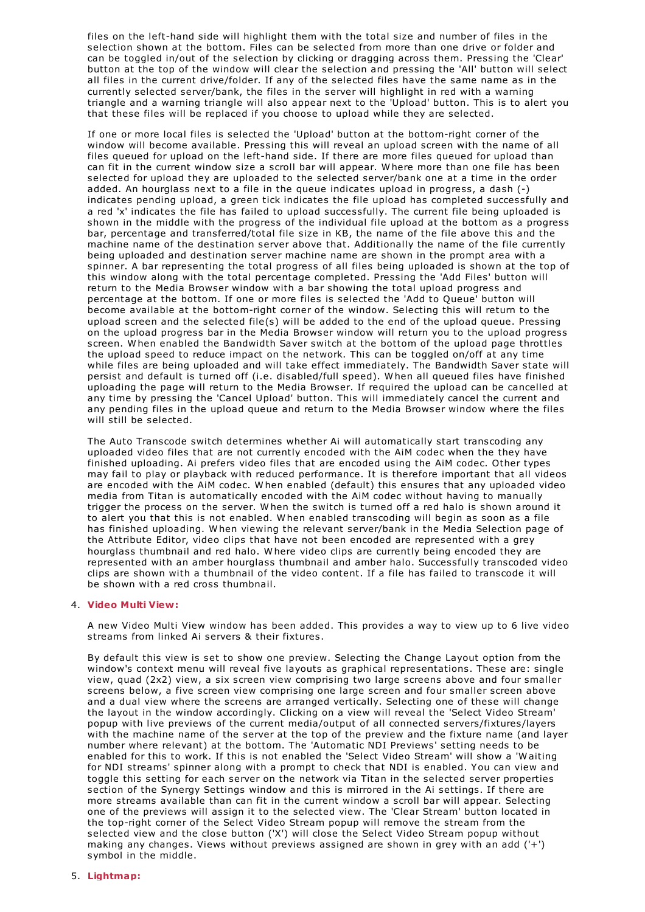files on the left-hand side will highlight them with the total size and number of files in the selection shown at the bottom. Files can be selected from more than one drive or folder and can be toggled in/out of the selection by clicking or dragging across them. Pressing the 'Clear' button at the top of the window will clear the selection and pressing the 'All' button will select all files in the current drive/folder. If any of the selected files have the same name as in the currently selected server/bank, the files in the server will highlight in red with a warning triangle and a warning triangle will also appear next to the 'Upload' button. This is to alert you that these files will be replaced if you choose to upload while they are selected.

If one or more local files is selected the 'Upload' button at the bottom-right corner of the window will become available. Pressing this will reveal an upload screen with the name of all files queued for upload on the left-hand side. If there are more files queued for upload than can fit in the current window size a scroll bar will appear. Where more than one file has been selected for upload they are uploaded to the selected server/bank one at a time in the order added. An hourglass next to a file in the queue indicates upload in progress, a dash (-) indicates pending upload, a green tick indicates the file upload has completed successfully and a red 'x' indicates the file has failed to upload successfully. The current file being uploaded is shown in the middle with the progress of the individual file upload at the bottom as a progress bar, percentage and transferred/total file size in KB, the name of the file above this and the machine name of the destination server above that. Additionally the name of the file currently being uploaded and destination server machine name are shown in the prompt area with a spinner. A bar representing the total progress of all files being uploaded is shown at the top of this window along with the total percentage completed. Pressing the 'Add Files' button will return to the Media Browser window with a bar showing the total upload progress and percentage at the bottom. If one or more files is selected the 'Add to Queue' button will become available at the bottom-right corner of the window. Selecting this will return to the upload screen and the selected file(s) will be added to the end of the upload queue. Pressing on the upload progress bar in the Media Browser window will return you to the upload progress screen. When enabled the Bandwidth Saver switch at the bottom of the upload page throttles the upload speed to reduce impact on the network. This can be toggled on/off at any time while files are being uploaded and will take effect immediately. The Bandwidth Saver state will persist and default is turned off (i.e. disabled/full speed). When all queued files have finished uploading the page will return to the Media Browser. If required the upload can be cancelled at any time by pressing the 'Cancel Upload' button. This will immediately cancel the current and any pending files in the upload queue and return to the Media Browser window where the files will still be selected.

The Auto Transcode switch determines whether Ai will automatically start transcoding any uploaded video files that are not currently encoded with the AiM codec when the they have finished uploading. Ai prefers video files that are encoded using the AiM codec. Other types may fail to play or playback with reduced performance. It is therefore important that all videos are encoded with the AiM codec. When enabled (default) this ensures that any uploaded video media from Titan is automatically encoded with the AiM codec without having to manually trigger the process on the server. When the switch is turned off a red halo is shown around it to alert you that this is not enabled. When enabled transcoding will begin as soon as a file has finished uploading. When viewing the relevant server/bank in the Media Selection page of the Attribute Editor, video clips that have not been encoded are represented with a grey hourglass thumbnail and red halo. Where video clips are currently being encoded they are represented with an amber hourglass thumbnail and amber halo. Successfully transcoded video clips are shown with a thumbnail of the video content. If a file has failed to transcode it will be shown with a red cross thumbnail.

4. **Video Multi View:**

   A new Video Multi View window has been added. This provides a way to view up to 6 live video streams from linked Ai servers & their fixtures.

   By default this view is set to show one preview. Selecting the Change Layout option from the window's context menu will reveal five layouts as graphical representations. These are: single view, quad (2x2) view, a six screen view comprising two large screens above and four smaller screens below, a five screen view comprising one large screen and four smaller screen above and a dual view where the screens are arranged vertically. Selecting one of these will change the layout in the window accordingly. Clicking on a view will reveal the 'Select Video Stream' popup with live previews of the current media/output of all connected servers/fixtures/layers with the machine name of the server at the top of the preview and the fixture name (and layer number where relevant) at the bottom. The 'Automatic NDI Previews' setting needs to be enabled for this to work. If this is not enabled the 'Select Video Stream' will show a 'Waiting for NDI streams' spinner along with a prompt to check that NDI is enabled. You can view and toggle this setting for each server on the network via Titan in the selected server properties section of the Synergy Settings window and this is mirrored in the Ai settings. If there are more streams available than can fit in the current window a scroll bar will appear. Selecting one of the previews will assign it to the selected view. The 'Clear Stream' button located in the top-right corner of the Select Video Stream popup will remove the stream from the selected view and the close button ('X') will close the Select Video Stream popup without making any changes. Views without previews assigned are shown in grey with an add ('+') symbol in the middle.

5. **Lightmap:**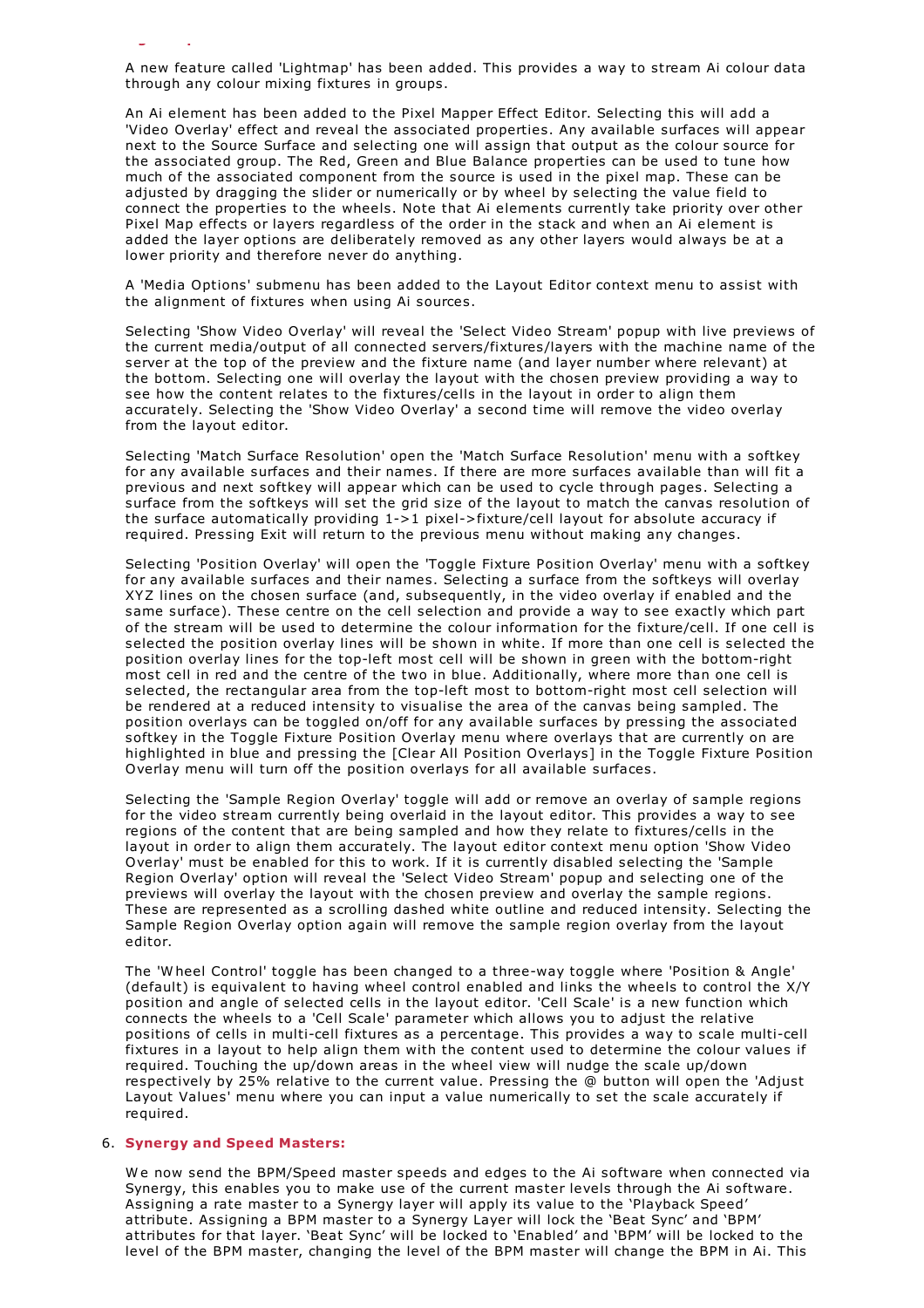A new feature called 'Lightmap' has been added. This provides a way to stream Ai colour data through any colour mixing fixtures in groups.

An Ai element has been added to the Pixel Mapper Effect Editor. Selecting this will add a 'Video Overlay' effect and reveal the associated properties. Any available surfaces will appear next to the Source Surface and selecting one will assign that output as the colour source for the associated group. The Red, Green and Blue Balance properties can be used to tune how much of the associated component from the source is used in the pixel map. These can be adjusted by dragging the slider or numerically or by wheel by selecting the value field to connect the properties to the wheels. Note that Ai elements currently take priority over other Pixel Map effects or layers regardless of the order in the stack and when an Ai element is added the layer options are deliberately removed as any other layers would always be at a lower priority and therefore never do anything.

A 'Media Options' submenu has been added to the Layout Editor context menu to assist with the alignment of fixtures when using Ai sources.

Selecting 'Show Video Overlay' will reveal the 'Select Video Stream' popup with live previews of the current media/output of all connected servers/fixtures/layers with the machine name of the server at the top of the preview and the fixture name (and layer number where relevant) at the bottom. Selecting one will overlay the layout with the chosen preview providing a way to see how the content relates to the fixtures/cells in the layout in order to align them accurately. Selecting the 'Show Video Overlay' a second time will remove the video overlay from the layout editor.

Selecting 'Match Surface Resolution' open the 'Match Surface Resolution' menu with a softkey for any available surfaces and their names. If there are more surfaces available than will fit a previous and next softkey will appear which can be used to cycle through pages. Selecting a surface from the softkeys will set the grid size of the layout to match the canvas resolution of the surface automatically providing 1->1 pixel->fixture/cell layout for absolute accuracy if required. Pressing Exit will return to the previous menu without making any changes.

Selecting 'Position Overlay' will open the 'Toggle Fixture Position Overlay' menu with a softkey for any available surfaces and their names. Selecting a surface from the softkeys will overlay XYZ lines on the chosen surface (and, subsequently, in the video overlay if enabled and the same surface). These centre on the cell selection and provide a way to see exactly which part of the stream will be used to determine the colour information for the fixture/cell. If one cell is selected the position overlay lines will be shown in white. If more than one cell is selected the position overlay lines for the top-left most cell will be shown in green with the bottom-right most cell in red and the centre of the two in blue. Additionally, where more than one cell is selected, the rectangular area from the top-left most to bottom-right most cell selection will be rendered at a reduced intensity to visualise the area of the canvas being sampled. The position overlays can be toggled on/off for any available surfaces by pressing the associated softkey in the Toggle Fixture Position Overlay menu where overlays that are currently on are highlighted in blue and pressing the [Clear All Position Overlays] in the Toggle Fixture Position Overlay menu will turn off the position overlays for all available surfaces.

Selecting the 'Sample Region Overlay' toggle will add or remove an overlay of sample regions for the video stream currently being overlaid in the layout editor. This provides a way to see regions of the content that are being sampled and how they relate to fixtures/cells in the layout in order to align them accurately. The layout editor context menu option 'Show Video Overlay' must be enabled for this to work. If it is currently disabled selecting the 'Sample Region Overlay' option will reveal the 'Select Video Stream' popup and selecting one of the previews will overlay the layout with the chosen preview and overlay the sample regions. These are represented as a scrolling dashed white outline and reduced intensity. Selecting the Sample Region Overlay option again will remove the sample region overlay from the layout editor.

The 'Wheel Control' toggle has been changed to a three-way toggle where 'Position & Angle' (default) is equivalent to having wheel control enabled and links the wheels to control the X/Y position and angle of selected cells in the layout editor. 'Cell Scale' is a new function which connects the wheels to a 'Cell Scale' parameter which allows you to adjust the relative positions of cells in multi-cell fixtures as a percentage. This provides a way to scale multi-cell fixtures in a layout to help align them with the content used to determine the colour values if required. Touching the up/down areas in the wheel view will nudge the scale up/down respectively by 25% relative to the current value. Pressing the @ button will open the 'Adjust Layout Values' menu where you can input a value numerically to set the scale accurately if required.

6. **Synergy and Speed Masters:**

   We now send the BPM/Speed master speeds and edges to the Ai software when connected via Synergy, this enables you to make use of the current master levels through the Ai software. Assigning a rate master to a Synergy layer will apply its value to the 'Playback Speed' attribute. Assigning a BPM master to a Synergy Layer will lock the 'Beat Sync' and 'BPM' attributes for that layer. 'Beat Sync' will be locked to 'Enabled' and 'BPM' will be locked to the level of the BPM master, changing the level of the BPM master will change the BPM in Ai. This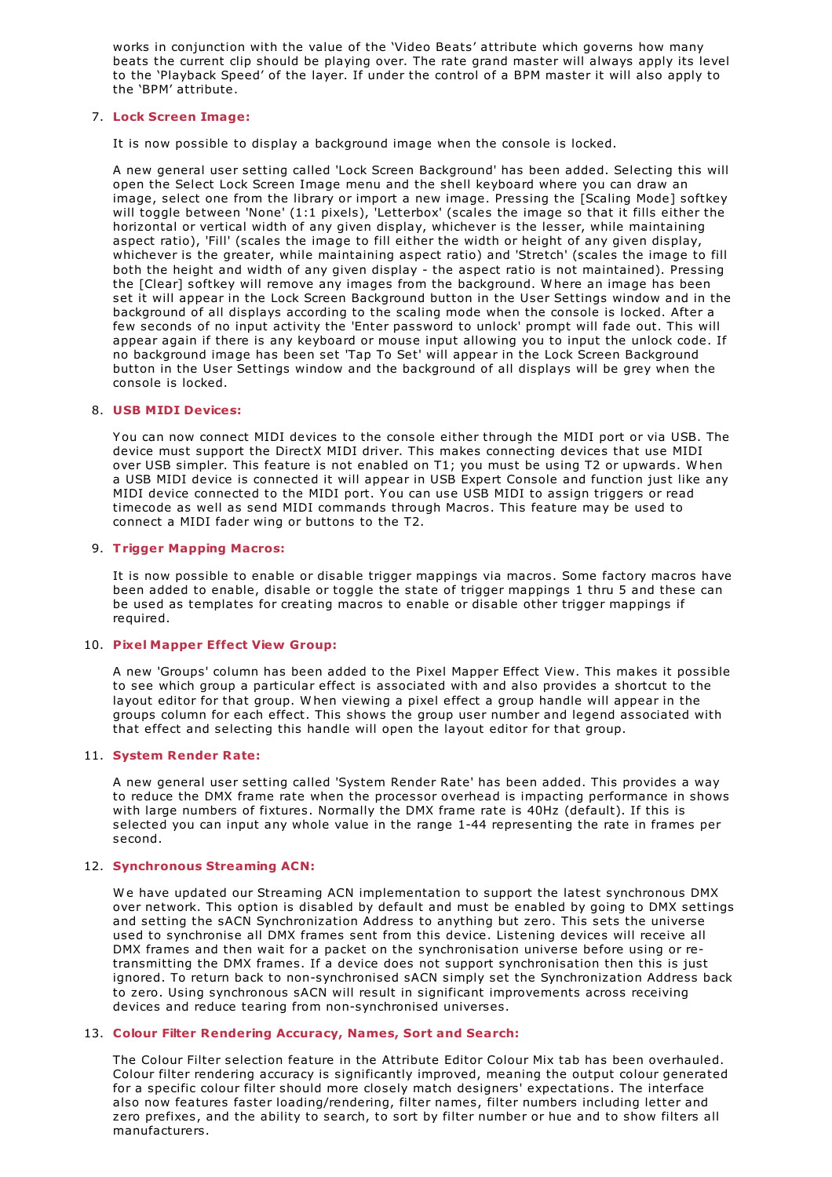works in conjunction with the value of the 'Video Beats' attribute which governs how many beats the current clip should be playing over. The rate grand master will always apply its level to the 'Playback Speed' of the layer. If under the control of a BPM master it will also apply to the 'BPM' attribute.

7. **Lock Screen Image:**

   It is now possible to display a background image when the console is locked.

   A new general user setting called 'Lock Screen Background' has been added. Selecting this will open the Select Lock Screen Image menu and the shell keyboard where you can draw an image, select one from the library or import a new image. Pressing the [Scaling Mode] softkey will toggle between 'None' (1:1 pixels), 'Letterbox' (scales the image so that it fills either the horizontal or vertical width of any given display, whichever is the lesser, while maintaining aspect ratio), 'Fill' (scales the image to fill either the width or height of any given display, whichever is the greater, while maintaining aspect ratio) and 'Stretch' (scales the image to fill both the height and width of any given display - the aspect ratio is not maintained). Pressing the [Clear] softkey will remove any images from the background. Where an image has been set it will appear in the Lock Screen Background button in the User Settings window and in the background of all displays according to the scaling mode when the console is locked. After a few seconds of no input activity the 'Enter password to unlock' prompt will fade out. This will appear again if there is any keyboard or mouse input allowing you to input the unlock code. If no background image has been set 'Tap To Set' will appear in the Lock Screen Background button in the User Settings window and the background of all displays will be grey when the console is locked.

8. **USB MIDI Devices:**

   You can now connect MIDI devices to the console either through the MIDI port or via USB. The device must support the DirectX MIDI driver. This makes connecting devices that use MIDI over USB simpler. This feature is not enabled on T1; you must be using T2 or upwards. When a USB MIDI device is connected it will appear in USB Expert Console and function just like any MIDI device connected to the MIDI port. You can use USB MIDI to assign triggers or read timecode as well as send MIDI commands through Macros. This feature may be used to connect a MIDI fader wing or buttons to the T2.

9. **Trigger Mapping Macros:**

   It is now possible to enable or disable trigger mappings via macros. Some factory macros have been added to enable, disable or toggle the state of trigger mappings 1 thru 5 and these can be used as templates for creating macros to enable or disable other trigger mappings if required.

10. **Pixel Mapper Effect View Group:**

    A new 'Groups' column has been added to the Pixel Mapper Effect View. This makes it possible to see which group a particular effect is associated with and also provides a shortcut to the layout editor for that group. When viewing a pixel effect a group handle will appear in the groups column for each effect. This shows the group user number and legend associated with that effect and selecting this handle will open the layout editor for that group.

11. **System Render Rate:**

    A new general user setting called 'System Render Rate' has been added. This provides a way to reduce the DMX frame rate when the processor overhead is impacting performance in shows with large numbers of fixtures. Normally the DMX frame rate is 40Hz (default). If this is selected you can input any whole value in the range 1-44 representing the rate in frames per second.

12. **Synchronous Streaming ACN:**

    We have updated our Streaming ACN implementation to support the latest synchronous DMX over network. This option is disabled by default and must be enabled by going to DMX settings and setting the sACN Synchronization Address to anything but zero. This sets the universe used to synchronise all DMX frames sent from this device. Listening devices will receive all DMX frames and then wait for a packet on the synchronisation universe before using or re-transmitting the DMX frames. If a device does not support synchronisation then this is just ignored. To return back to non-synchronised sACN simply set the Synchronization Address back to zero. Using synchronous sACN will result in significant improvements across receiving devices and reduce tearing from non-synchronised universes.

13. **Colour Filter Rendering Accuracy, Names, Sort and Search:**

    The Colour Filter selection feature in the Attribute Editor Colour Mix tab has been overhauled. Colour filter rendering accuracy is significantly improved, meaning the output colour generated for a specific colour filter should more closely match designers' expectations. The interface also now features faster loading/rendering, filter names, filter numbers including letter and zero prefixes, and the ability to search, to sort by filter number or hue and to show filters all manufacturers.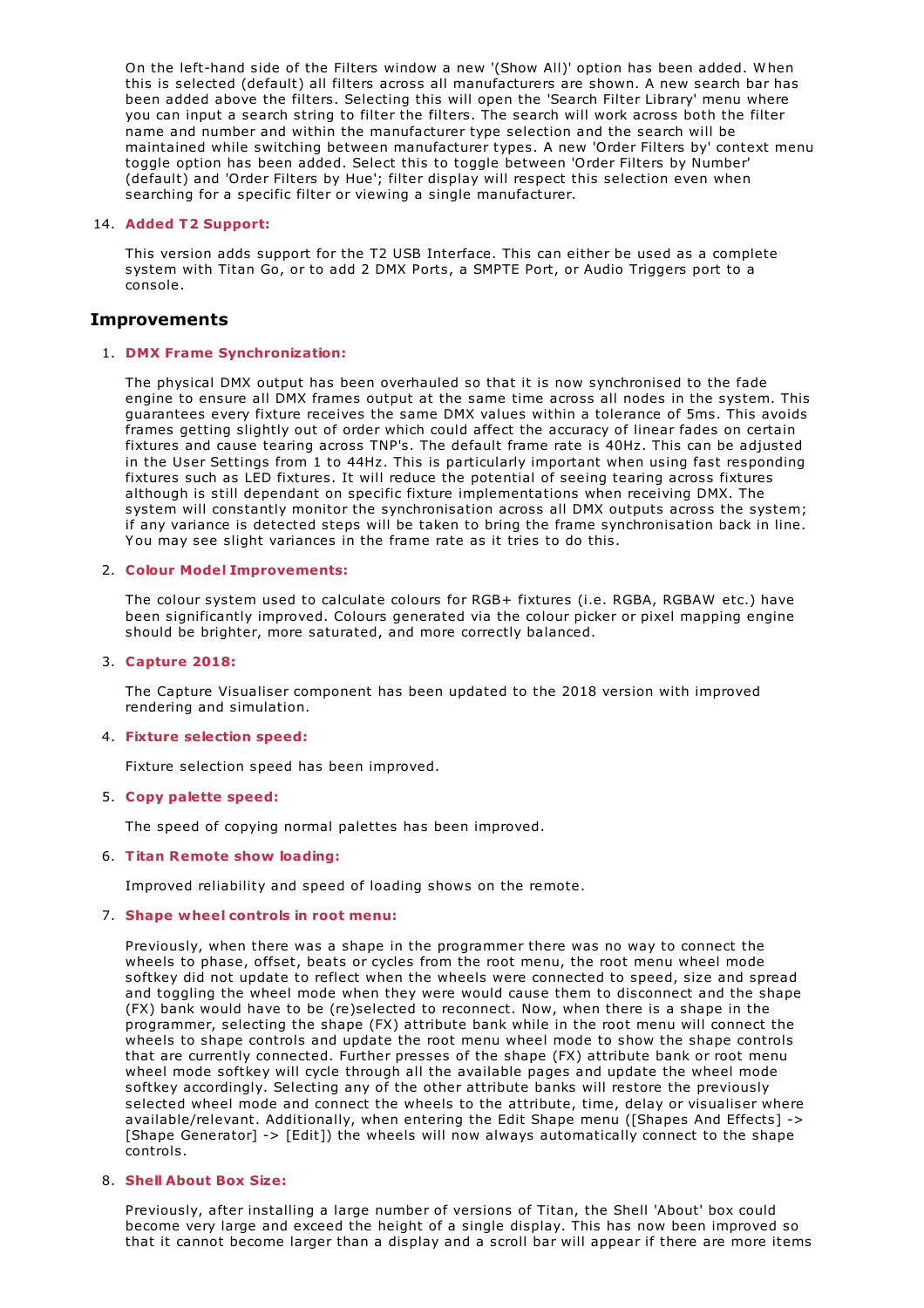On the left-hand side of the Filters window a new '(Show All)' option has been added. When this is selected (default) all filters across all manufacturers are shown. A new search bar has been added above the filters. Selecting this will open the 'Search Filter Library' menu where you can input a search string to filter the filters. The search will work across both the filter name and number and within the manufacturer type selection and the search will be maintained while switching between manufacturer types. A new 'Order Filters by' context menu toggle option has been added. Select this to toggle between 'Order Filters by Number' (default) and 'Order Filters by Hue'; filter display will respect this selection even when searching for a specific filter or viewing a single manufacturer.

14. **Added T2 Support:**

    This version adds support for the T2 USB Interface. This can either be used as a complete system with Titan Go, or to add 2 DMX Ports, a SMPTE Port, or Audio Triggers port to a console.

## Improvements

1. **DMX Frame Synchronization:**

   The physical DMX output has been overhauled so that it is now synchronised to the fade engine to ensure all DMX frames output at the same time across all nodes in the system. This guarantees every fixture receives the same DMX values within a tolerance of 5ms. This avoids frames getting slightly out of order which could affect the accuracy of linear fades on certain fixtures and cause tearing across TNP's. The default frame rate is 40Hz. This can be adjusted in the User Settings from 1 to 44Hz. This is particularly important when using fast responding fixtures such as LED fixtures. It will reduce the potential of seeing tearing across fixtures although is still dependant on specific fixture implementations when receiving DMX. The system will constantly monitor the synchronisation across all DMX outputs across the system; if any variance is detected steps will be taken to bring the frame synchronisation back in line. You may see slight variances in the frame rate as it tries to do this.

2. **Colour Model Improvements:**

   The colour system used to calculate colours for RGB+ fixtures (i.e. RGBA, RGBAW etc.) have been significantly improved. Colours generated via the colour picker or pixel mapping engine should be brighter, more saturated, and more correctly balanced.

3. **Capture 2018:**

   The Capture Visualiser component has been updated to the 2018 version with improved rendering and simulation.

4. **Fixture selection speed:**

   Fixture selection speed has been improved.

5. **Copy palette speed:**

   The speed of copying normal palettes has been improved.

6. **Titan Remote show loading:**

   Improved reliability and speed of loading shows on the remote.

7. **Shape wheel controls in root menu:**

   Previously, when there was a shape in the programmer there was no way to connect the wheels to phase, offset, beats or cycles from the root menu, the root menu wheel mode softkey did not update to reflect when the wheels were connected to speed, size and spread and toggling the wheel mode when they were would cause them to disconnect and the shape (FX) bank would have to be (re)selected to reconnect. Now, when there is a shape in the programmer, selecting the shape (FX) attribute bank while in the root menu will connect the wheels to shape controls and update the root menu wheel mode to show the shape controls that are currently connected. Further presses of the shape (FX) attribute bank or root menu wheel mode softkey will cycle through all the available pages and update the wheel mode softkey accordingly. Selecting any of the other attribute banks will restore the previously selected wheel mode and connect the wheels to the attribute, time, delay or visualiser where available/relevant. Additionally, when entering the Edit Shape menu ([Shapes And Effects] -> [Shape Generator] -> [Edit]) the wheels will now always automatically connect to the shape controls.

8. **Shell About Box Size:**

   Previously, after installing a large number of versions of Titan, the Shell 'About' box could become very large and exceed the height of a single display. This has now been improved so that it cannot become larger than a display and a scroll bar will appear if there are more items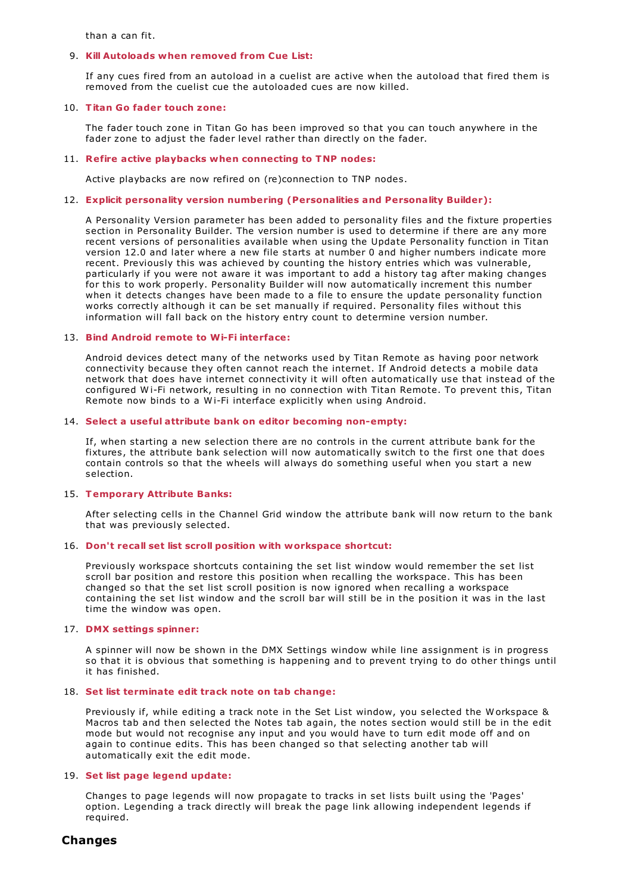than a can fit.

9. **Kill Autoloads when removed from Cue List:**

   If any cues fired from an autoload in a cuelist are active when the autoload that fired them is removed from the cuelist cue the autoloaded cues are now killed.

10. **Titan Go fader touch zone:**

    The fader touch zone in Titan Go has been improved so that you can touch anywhere in the fader zone to adjust the fader level rather than directly on the fader.

11. **Refire active playbacks when connecting to TNP nodes:**

    Active playbacks are now refired on (re)connection to TNP nodes.

12. **Explicit personality version numbering (Personalities and Personality Builder):**

    A Personality Version parameter has been added to personality files and the fixture properties section in Personality Builder. The version number is used to determine if there are any more recent versions of personalities available when using the Update Personality function in Titan version 12.0 and later where a new file starts at number 0 and higher numbers indicate more recent. Previously this was achieved by counting the history entries which was vulnerable, particularly if you were not aware it was important to add a history tag after making changes for this to work properly. Personality Builder will now automatically increment this number when it detects changes have been made to a file to ensure the update personality function works correctly although it can be set manually if required. Personality files without this information will fall back on the history entry count to determine version number.

13. **Bind Android remote to Wi-Fi interface:**

    Android devices detect many of the networks used by Titan Remote as having poor network connectivity because they often cannot reach the internet. If Android detects a mobile data network that does have internet connectivity it will often automatically use that instead of the configured Wi-Fi network, resulting in no connection with Titan Remote. To prevent this, Titan Remote now binds to a Wi-Fi interface explicitly when using Android.

14. **Select a useful attribute bank on editor becoming non-empty:**

    If, when starting a new selection there are no controls in the current attribute bank for the fixtures, the attribute bank selection will now automatically switch to the first one that does contain controls so that the wheels will always do something useful when you start a new selection.

15. **Temporary Attribute Banks:**

    After selecting cells in the Channel Grid window the attribute bank will now return to the bank that was previously selected.

16. **Don't recall set list scroll position with workspace shortcut:**

    Previously workspace shortcuts containing the set list window would remember the set list scroll bar position and restore this position when recalling the workspace. This has been changed so that the set list scroll position is now ignored when recalling a workspace containing the set list window and the scroll bar will still be in the position it was in the last time the window was open.

17. **DMX settings spinner:**

    A spinner will now be shown in the DMX Settings window while line assignment is in progress so that it is obvious that something is happening and to prevent trying to do other things until it has finished.

18. **Set list terminate edit track note on tab change:**

    Previously if, while editing a track note in the Set List window, you selected the Workspace & Macros tab and then selected the Notes tab again, the notes section would still be in the edit mode but would not recognise any input and you would have to turn edit mode off and on again to continue edits. This has been changed so that selecting another tab will automatically exit the edit mode.

19. **Set list page legend update:**

    Changes to page legends will now propagate to tracks in set lists built using the 'Pages' option. Legending a track directly will break the page link allowing independent legends if required.

## Changes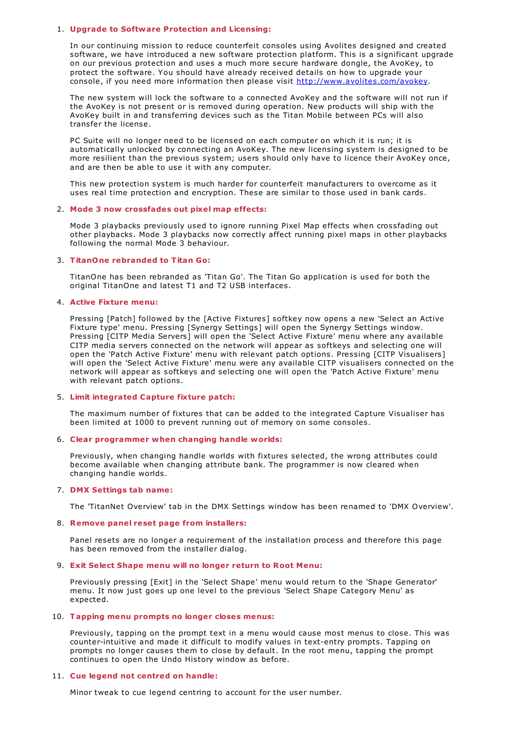1. **Upgrade to Software Protection and Licensing:**

   In our continuing mission to reduce counterfeit consoles using Avolites designed and created software, we have introduced a new software protection platform. This is a significant upgrade on our previous protection and uses a much more secure hardware dongle, the AvoKey, to protect the software. You should have already received details on how to upgrade your console, if you need more information then please visit http://www.avolites.com/avokey.

   The new system will lock the software to a connected AvoKey and the software will not run if the AvoKey is not present or is removed during operation. New products will ship with the AvoKey built in and transferring devices such as the Titan Mobile between PCs will also transfer the license.

   PC Suite will no longer need to be licensed on each computer on which it is run; it is automatically unlocked by connecting an AvoKey. The new licensing system is designed to be more resilient than the previous system; users should only have to licence their AvoKey once, and are then be able to use it with any computer.

   This new protection system is much harder for counterfeit manufacturers to overcome as it uses real time protection and encryption. These are similar to those used in bank cards.

2. **Mode 3 now crossfades out pixel map effects:**

   Mode 3 playbacks previously used to ignore running Pixel Map effects when crossfading out other playbacks. Mode 3 playbacks now correctly affect running pixel maps in other playbacks following the normal Mode 3 behaviour.

3. **TitanOne rebranded to Titan Go:**

   TitanOne has been rebranded as 'Titan Go'. The Titan Go application is used for both the original TitanOne and latest T1 and T2 USB interfaces.

4. **Active Fixture menu:**

   Pressing [Patch] followed by the [Active Fixtures] softkey now opens a new 'Select an Active Fixture type' menu. Pressing [Synergy Settings] will open the Synergy Settings window. Pressing [CITP Media Servers] will open the 'Select Active Fixture' menu where any available CITP media servers connected on the network will appear as softkeys and selecting one will open the 'Patch Active Fixture' menu with relevant patch options. Pressing [CITP Visualisers] will open the 'Select Active Fixture' menu were any available CITP visualisers connected on the network will appear as softkeys and selecting one will open the 'Patch Active Fixture' menu with relevant patch options.

5. **Limit integrated Capture fixture patch:**

   The maximum number of fixtures that can be added to the integrated Capture Visualiser has been limited at 1000 to prevent running out of memory on some consoles.

6. **Clear programmer when changing handle worlds:**

   Previously, when changing handle worlds with fixtures selected, the wrong attributes could become available when changing attribute bank. The programmer is now cleared when changing handle worlds.

7. **DMX Settings tab name:**

   The 'TitanNet Overview' tab in the DMX Settings window has been renamed to 'DMX Overview'.

8. **Remove panel reset page from installers:**

   Panel resets are no longer a requirement of the installation process and therefore this page has been removed from the installer dialog.

9. **Exit Select Shape menu will no longer return to Root Menu:**

   Previously pressing [Exit] in the 'Select Shape' menu would return to the 'Shape Generator' menu. It now just goes up one level to the previous 'Select Shape Category Menu' as expected.

10. **Tapping menu prompts no longer closes menus:**

    Previously, tapping on the prompt text in a menu would cause most menus to close. This was counter-intuitive and made it difficult to modify values in text-entry prompts. Tapping on prompts no longer causes them to close by default. In the root menu, tapping the prompt continues to open the Undo History window as before.

11. **Cue legend not centred on handle:**

    Minor tweak to cue legend centring to account for the user number.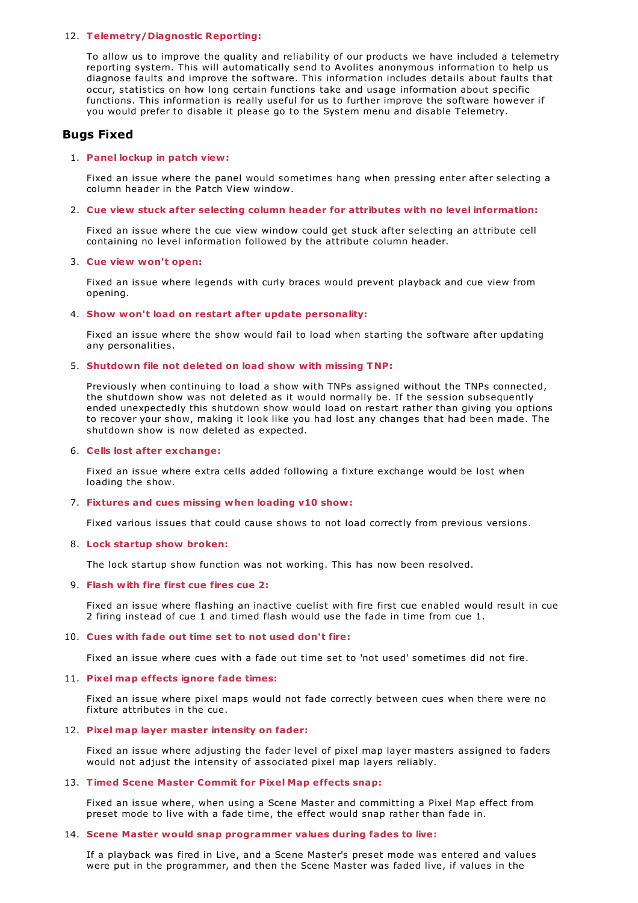12. **Telemetry/Diagnostic Reporting:**

    To allow us to improve the quality and reliability of our products we have included a telemetry reporting system. This will automatically send to Avolites anonymous information to help us diagnose faults and improve the software. This information includes details about faults that occur, statistics on how long certain functions take and usage information about specific functions. This information is really useful for us to further improve the software however if you would prefer to disable it please go to the System menu and disable Telemetry.

## Bugs Fixed

1. **Panel lockup in patch view:**

   Fixed an issue where the panel would sometimes hang when pressing enter after selecting a column header in the Patch View window.

2. **Cue view stuck after selecting column header for attributes with no level information:**

   Fixed an issue where the cue view window could get stuck after selecting an attribute cell containing no level information followed by the attribute column header.

3. **Cue view won't open:**

   Fixed an issue where legends with curly braces would prevent playback and cue view from opening.

4. **Show won't load on restart after update personality:**

   Fixed an issue where the show would fail to load when starting the software after updating any personalities.

5. **Shutdown file not deleted on load show with missing TNP:**

   Previously when continuing to load a show with TNPs assigned without the TNPs connected, the shutdown show was not deleted as it would normally be. If the session subsequently ended unexpectedly this shutdown show would load on restart rather than giving you options to recover your show, making it look like you had lost any changes that had been made. The shutdown show is now deleted as expected.

6. **Cells lost after exchange:**

   Fixed an issue where extra cells added following a fixture exchange would be lost when loading the show.

7. **Fixtures and cues missing when loading v10 show:**

   Fixed various issues that could cause shows to not load correctly from previous versions.

8. **Lock startup show broken:**

   The lock startup show function was not working. This has now been resolved.

9. **Flash with fire first cue fires cue 2:**

   Fixed an issue where flashing an inactive cuelist with fire first cue enabled would result in cue 2 firing instead of cue 1 and timed flash would use the fade in time from cue 1.

10. **Cues with fade out time set to not used don't fire:**

    Fixed an issue where cues with a fade out time set to 'not used' sometimes did not fire.

11. **Pixel map effects ignore fade times:**

    Fixed an issue where pixel maps would not fade correctly between cues when there were no fixture attributes in the cue.

12. **Pixel map layer master intensity on fader:**

    Fixed an issue where adjusting the fader level of pixel map layer masters assigned to faders would not adjust the intensity of associated pixel map layers reliably.

13. **Timed Scene Master Commit for Pixel Map effects snap:**

    Fixed an issue where, when using a Scene Master and committing a Pixel Map effect from preset mode to live with a fade time, the effect would snap rather than fade in.

14. **Scene Master would snap programmer values during fades to live:**

    If a playback was fired in Live, and a Scene Master's preset mode was entered and values were put in the programmer, and then the Scene Master was faded live, if values in the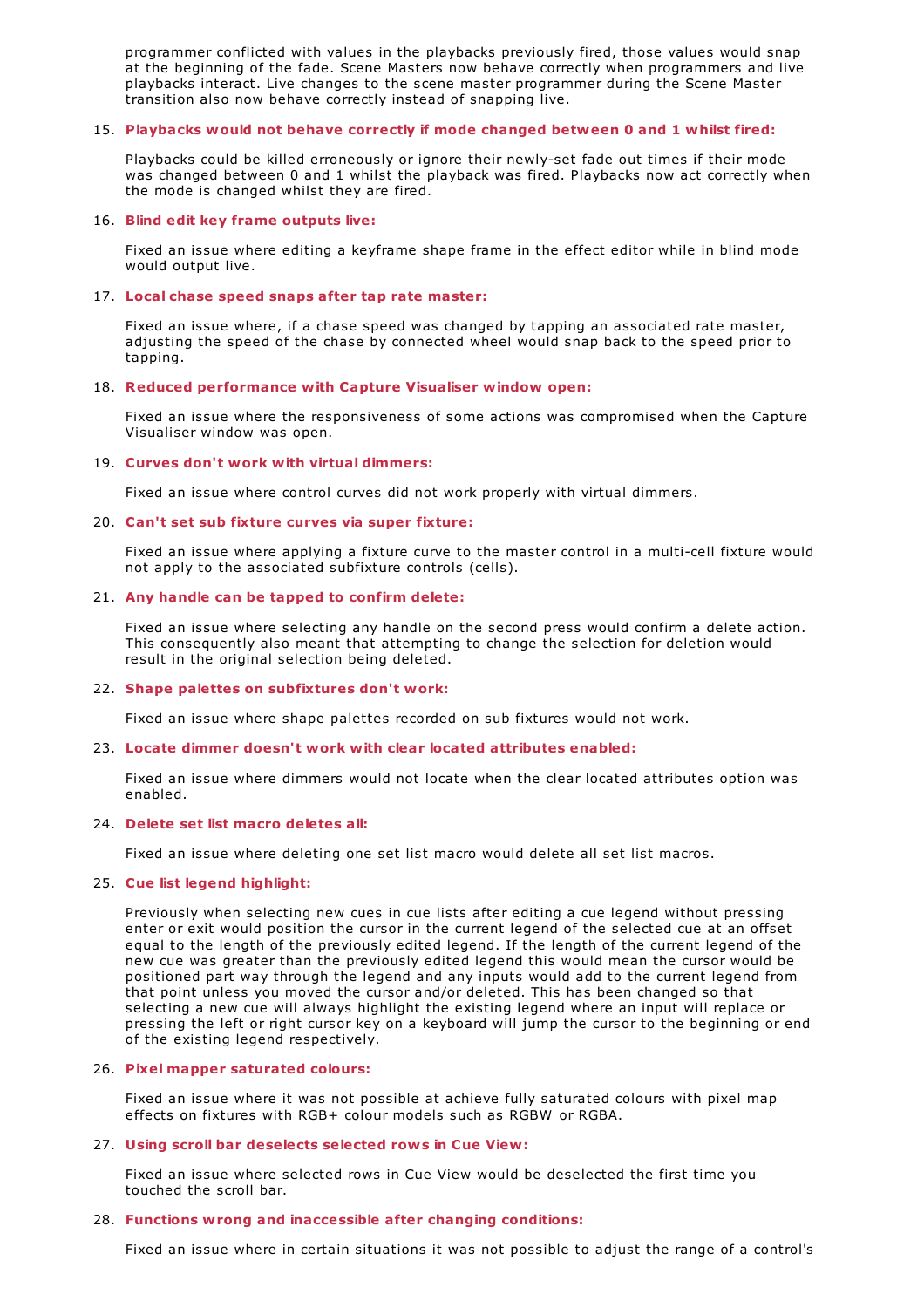programmer conflicted with values in the playbacks previously fired, those values would snap at the beginning of the fade. Scene Masters now behave correctly when programmers and live playbacks interact. Live changes to the scene master programmer during the Scene Master transition also now behave correctly instead of snapping live.

15. **Playbacks would not behave correctly if mode changed between 0 and 1 whilst fired:**

    Playbacks could be killed erroneously or ignore their newly-set fade out times if their mode was changed between 0 and 1 whilst the playback was fired. Playbacks now act correctly when the mode is changed whilst they are fired.

16. **Blind edit key frame outputs live:**

    Fixed an issue where editing a keyframe shape frame in the effect editor while in blind mode would output live.

17. **Local chase speed snaps after tap rate master:**

    Fixed an issue where, if a chase speed was changed by tapping an associated rate master, adjusting the speed of the chase by connected wheel would snap back to the speed prior to tapping.

18. **Reduced performance with Capture Visualiser window open:**

    Fixed an issue where the responsiveness of some actions was compromised when the Capture Visualiser window was open.

19. **Curves don't work with virtual dimmers:**

    Fixed an issue where control curves did not work properly with virtual dimmers.

20. **Can't set sub fixture curves via super fixture:**

    Fixed an issue where applying a fixture curve to the master control in a multi-cell fixture would not apply to the associated subfixture controls (cells).

21. **Any handle can be tapped to confirm delete:**

    Fixed an issue where selecting any handle on the second press would confirm a delete action. This consequently also meant that attempting to change the selection for deletion would result in the original selection being deleted.

22. **Shape palettes on subfixtures don't work:**

    Fixed an issue where shape palettes recorded on sub fixtures would not work.

23. **Locate dimmer doesn't work with clear located attributes enabled:**

    Fixed an issue where dimmers would not locate when the clear located attributes option was enabled.

24. **Delete set list macro deletes all:**

    Fixed an issue where deleting one set list macro would delete all set list macros.

25. **Cue list legend highlight:**

    Previously when selecting new cues in cue lists after editing a cue legend without pressing enter or exit would position the cursor in the current legend of the selected cue at an offset equal to the length of the previously edited legend. If the length of the current legend of the new cue was greater than the previously edited legend this would mean the cursor would be positioned part way through the legend and any inputs would add to the current legend from that point unless you moved the cursor and/or deleted. This has been changed so that selecting a new cue will always highlight the existing legend where an input will replace or pressing the left or right cursor key on a keyboard will jump the cursor to the beginning or end of the existing legend respectively.

26. **Pixel mapper saturated colours:**

    Fixed an issue where it was not possible at achieve fully saturated colours with pixel map effects on fixtures with RGB+ colour models such as RGBW or RGBA.

27. **Using scroll bar deselects selected rows in Cue View:**

    Fixed an issue where selected rows in Cue View would be deselected the first time you touched the scroll bar.

28. **Functions wrong and inaccessible after changing conditions:**

    Fixed an issue where in certain situations it was not possible to adjust the range of a control's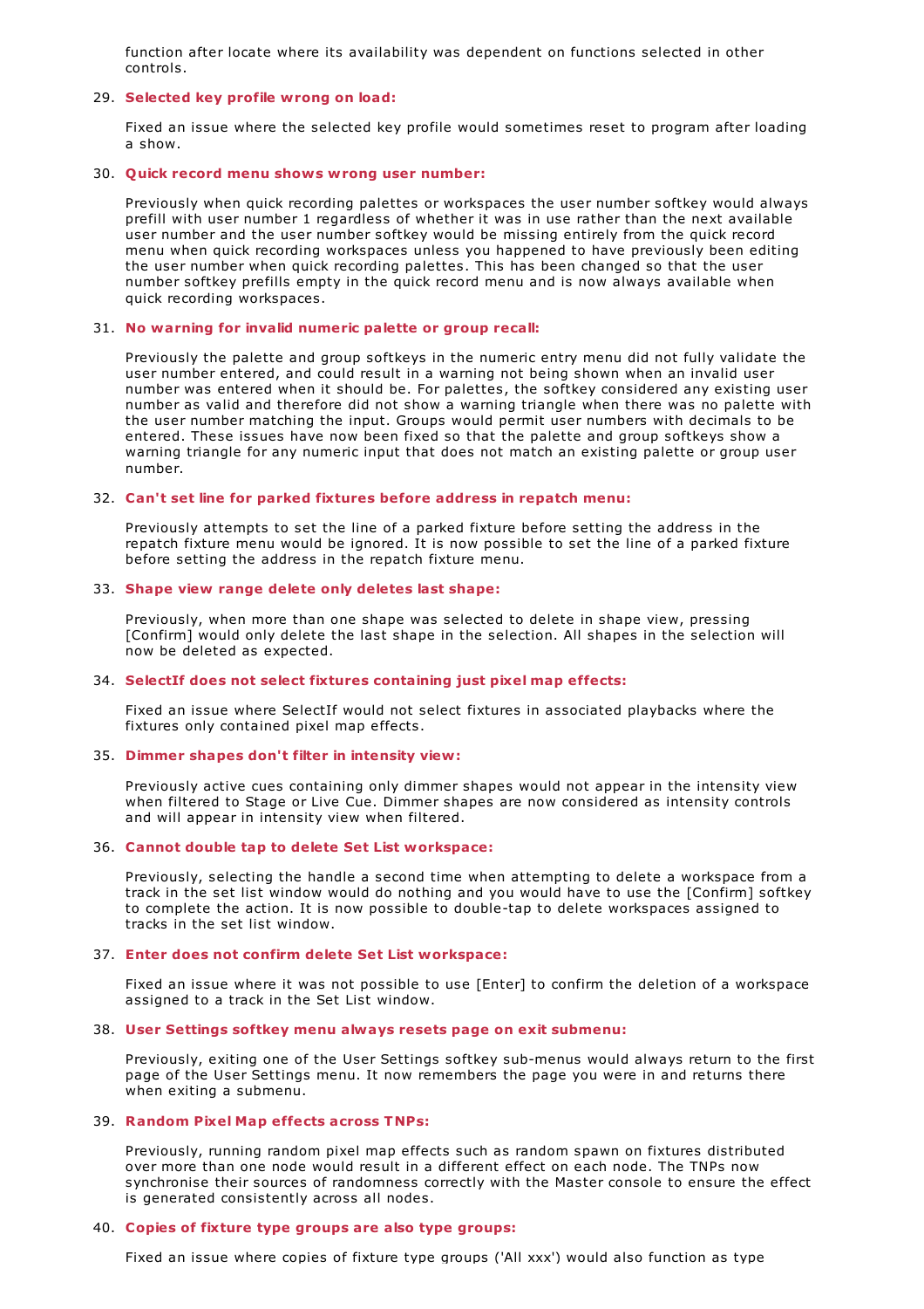function after locate where its availability was dependent on functions selected in other controls.

29. **Selected key profile wrong on load:**

    Fixed an issue where the selected key profile would sometimes reset to program after loading a show.

30. **Quick record menu shows wrong user number:**

    Previously when quick recording palettes or workspaces the user number softkey would always prefill with user number 1 regardless of whether it was in use rather than the next available user number and the user number softkey would be missing entirely from the quick record menu when quick recording workspaces unless you happened to have previously been editing the user number when quick recording palettes. This has been changed so that the user number softkey prefills empty in the quick record menu and is now always available when quick recording workspaces.

31. **No warning for invalid numeric palette or group recall:**

    Previously the palette and group softkeys in the numeric entry menu did not fully validate the user number entered, and could result in a warning not being shown when an invalid user number was entered when it should be. For palettes, the softkey considered any existing user number as valid and therefore did not show a warning triangle when there was no palette with the user number matching the input. Groups would permit user numbers with decimals to be entered. These issues have now been fixed so that the palette and group softkeys show a warning triangle for any numeric input that does not match an existing palette or group user number.

32. **Can't set line for parked fixtures before address in repatch menu:**

    Previously attempts to set the line of a parked fixture before setting the address in the repatch fixture menu would be ignored. It is now possible to set the line of a parked fixture before setting the address in the repatch fixture menu.

33. **Shape view range delete only deletes last shape:**

    Previously, when more than one shape was selected to delete in shape view, pressing [Confirm] would only delete the last shape in the selection. All shapes in the selection will now be deleted as expected.

34. **SelectIf does not select fixtures containing just pixel map effects:**

    Fixed an issue where SelectIf would not select fixtures in associated playbacks where the fixtures only contained pixel map effects.

35. **Dimmer shapes don't filter in intensity view:**

    Previously active cues containing only dimmer shapes would not appear in the intensity view when filtered to Stage or Live Cue. Dimmer shapes are now considered as intensity controls and will appear in intensity view when filtered.

36. **Cannot double tap to delete Set List workspace:**

    Previously, selecting the handle a second time when attempting to delete a workspace from a track in the set list window would do nothing and you would have to use the [Confirm] softkey to complete the action. It is now possible to double-tap to delete workspaces assigned to tracks in the set list window.

37. **Enter does not confirm delete Set List workspace:**

    Fixed an issue where it was not possible to use [Enter] to confirm the deletion of a workspace assigned to a track in the Set List window.

38. **User Settings softkey menu always resets page on exit submenu:**

    Previously, exiting one of the User Settings softkey sub-menus would always return to the first page of the User Settings menu. It now remembers the page you were in and returns there when exiting a submenu.

39. **Random Pixel Map effects across TNPs:**

    Previously, running random pixel map effects such as random spawn on fixtures distributed over more than one node would result in a different effect on each node. The TNPs now synchronise their sources of randomness correctly with the Master console to ensure the effect is generated consistently across all nodes.

40. **Copies of fixture type groups are also type groups:**

    Fixed an issue where copies of fixture type groups ('All xxx') would also function as type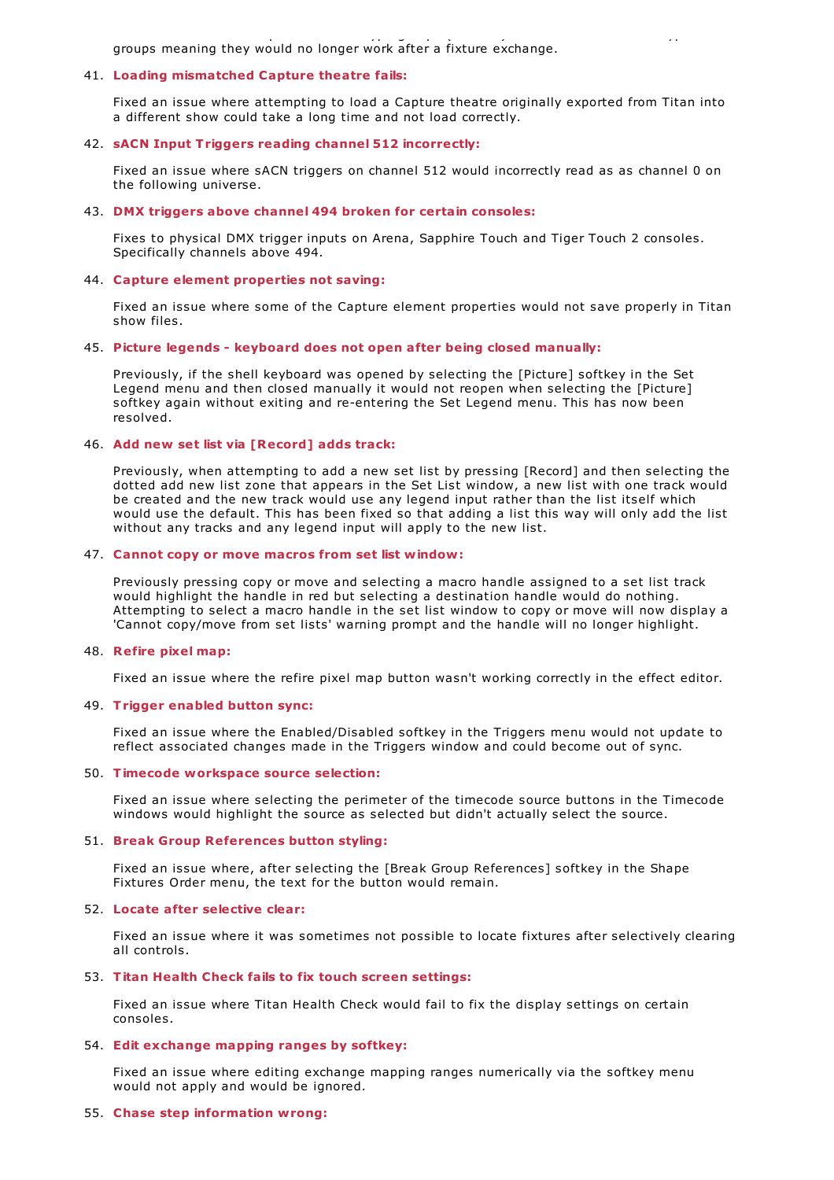groups meaning they would no longer work after a fixture exchange.

41. **Loading mismatched Capture theatre fails:**

    Fixed an issue where attempting to load a Capture theatre originally exported from Titan into a different show could take a long time and not load correctly.

42. **sACN Input Triggers reading channel 512 incorrectly:**

    Fixed an issue where sACN triggers on channel 512 would incorrectly read as as channel 0 on the following universe.

43. **DMX triggers above channel 494 broken for certain consoles:**

    Fixes to physical DMX trigger inputs on Arena, Sapphire Touch and Tiger Touch 2 consoles. Specifically channels above 494.

44. **Capture element properties not saving:**

    Fixed an issue where some of the Capture element properties would not save properly in Titan show files.

45. **Picture legends - keyboard does not open after being closed manually:**

    Previously, if the shell keyboard was opened by selecting the [Picture] softkey in the Set Legend menu and then closed manually it would not reopen when selecting the [Picture] softkey again without exiting and re-entering the Set Legend menu. This has now been resolved.

46. **Add new set list via [Record] adds track:**

    Previously, when attempting to add a new set list by pressing [Record] and then selecting the dotted add new list zone that appears in the Set List window, a new list with one track would be created and the new track would use any legend input rather than the list itself which would use the default. This has been fixed so that adding a list this way will only add the list without any tracks and any legend input will apply to the new list.

47. **Cannot copy or move macros from set list window:**

    Previously pressing copy or move and selecting a macro handle assigned to a set list track would highlight the handle in red but selecting a destination handle would do nothing. Attempting to select a macro handle in the set list window to copy or move will now display a 'Cannot copy/move from set lists' warning prompt and the handle will no longer highlight.

48. **Refire pixel map:**

    Fixed an issue where the refire pixel map button wasn't working correctly in the effect editor.

49. **Trigger enabled button sync:**

    Fixed an issue where the Enabled/Disabled softkey in the Triggers menu would not update to reflect associated changes made in the Triggers window and could become out of sync.

50. **Timecode workspace source selection:**

    Fixed an issue where selecting the perimeter of the timecode source buttons in the Timecode windows would highlight the source as selected but didn't actually select the source.

51. **Break Group References button styling:**

    Fixed an issue where, after selecting the [Break Group References] softkey in the Shape Fixtures Order menu, the text for the button would remain.

52. **Locate after selective clear:**

    Fixed an issue where it was sometimes not possible to locate fixtures after selectively clearing all controls.

53. **Titan Health Check fails to fix touch screen settings:**

    Fixed an issue where Titan Health Check would fail to fix the display settings on certain consoles.

54. **Edit exchange mapping ranges by softkey:**

    Fixed an issue where editing exchange mapping ranges numerically via the softkey menu would not apply and would be ignored.

55. **Chase step information wrong:**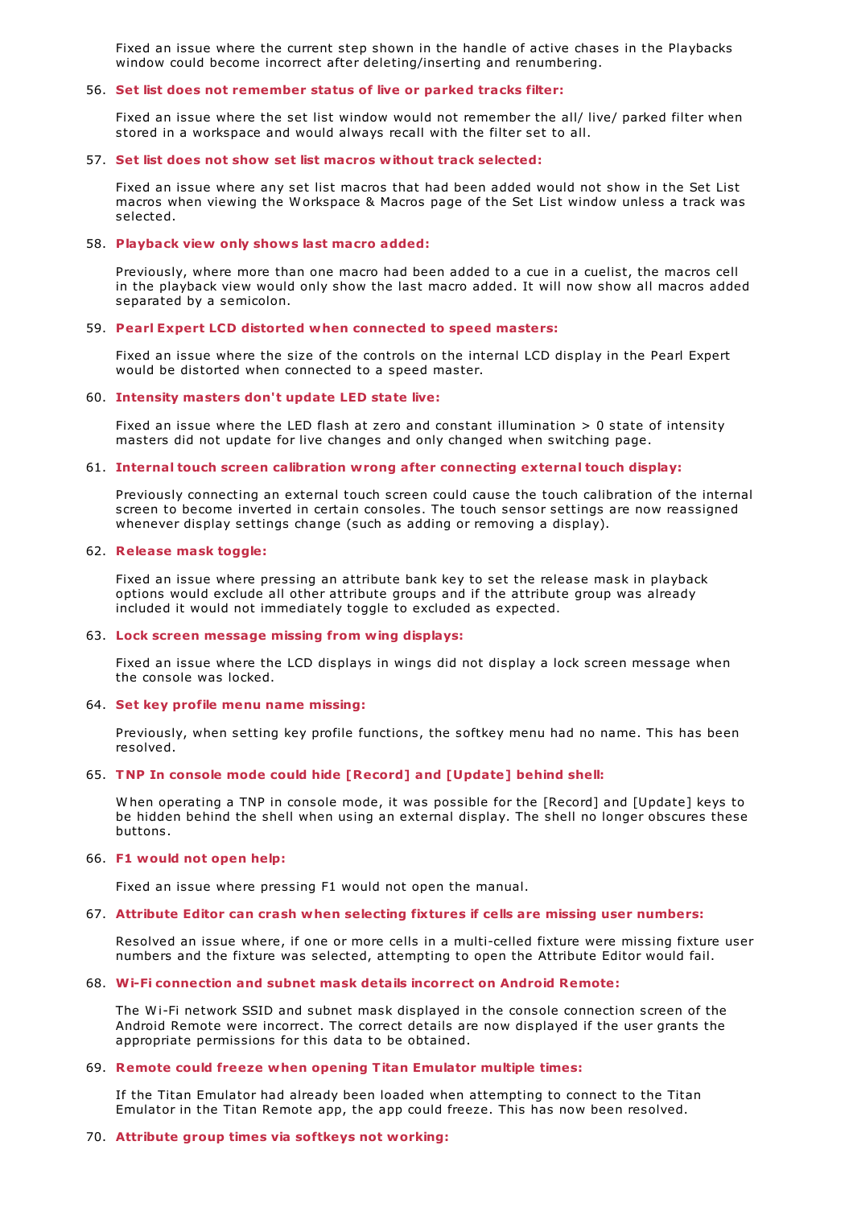Fixed an issue where the current step shown in the handle of active chases in the Playbacks window could become incorrect after deleting/inserting and renumbering.

56. **Set list does not remember status of live or parked tracks filter:**

    Fixed an issue where the set list window would not remember the all/ live/ parked filter when stored in a workspace and would always recall with the filter set to all.

57. **Set list does not show set list macros without track selected:**

    Fixed an issue where any set list macros that had been added would not show in the Set List macros when viewing the Workspace & Macros page of the Set List window unless a track was selected.

58. **Playback view only shows last macro added:**

    Previously, where more than one macro had been added to a cue in a cuelist, the macros cell in the playback view would only show the last macro added. It will now show all macros added separated by a semicolon.

59. **Pearl Expert LCD distorted when connected to speed masters:**

    Fixed an issue where the size of the controls on the internal LCD display in the Pearl Expert would be distorted when connected to a speed master.

60. **Intensity masters don't update LED state live:**

    Fixed an issue where the LED flash at zero and constant illumination > 0 state of intensity masters did not update for live changes and only changed when switching page.

61. **Internal touch screen calibration wrong after connecting external touch display:**

    Previously connecting an external touch screen could cause the touch calibration of the internal screen to become inverted in certain consoles. The touch sensor settings are now reassigned whenever display settings change (such as adding or removing a display).

62. **Release mask toggle:**

    Fixed an issue where pressing an attribute bank key to set the release mask in playback options would exclude all other attribute groups and if the attribute group was already included it would not immediately toggle to excluded as expected.

63. **Lock screen message missing from wing displays:**

    Fixed an issue where the LCD displays in wings did not display a lock screen message when the console was locked.

64. **Set key profile menu name missing:**

    Previously, when setting key profile functions, the softkey menu had no name. This has been resolved.

65. **TNP In console mode could hide [Record] and [Update] behind shell:**

    When operating a TNP in console mode, it was possible for the [Record] and [Update] keys to be hidden behind the shell when using an external display. The shell no longer obscures these buttons.

66. **F1 would not open help:**

    Fixed an issue where pressing F1 would not open the manual.

67. **Attribute Editor can crash when selecting fixtures if cells are missing user numbers:**

    Resolved an issue where, if one or more cells in a multi-celled fixture were missing fixture user numbers and the fixture was selected, attempting to open the Attribute Editor would fail.

68. **Wi-Fi connection and subnet mask details incorrect on Android Remote:**

    The Wi-Fi network SSID and subnet mask displayed in the console connection screen of the Android Remote were incorrect. The correct details are now displayed if the user grants the appropriate permissions for this data to be obtained.

69. **Remote could freeze when opening Titan Emulator multiple times:**

    If the Titan Emulator had already been loaded when attempting to connect to the Titan Emulator in the Titan Remote app, the app could freeze. This has now been resolved.

70. **Attribute group times via softkeys not working:**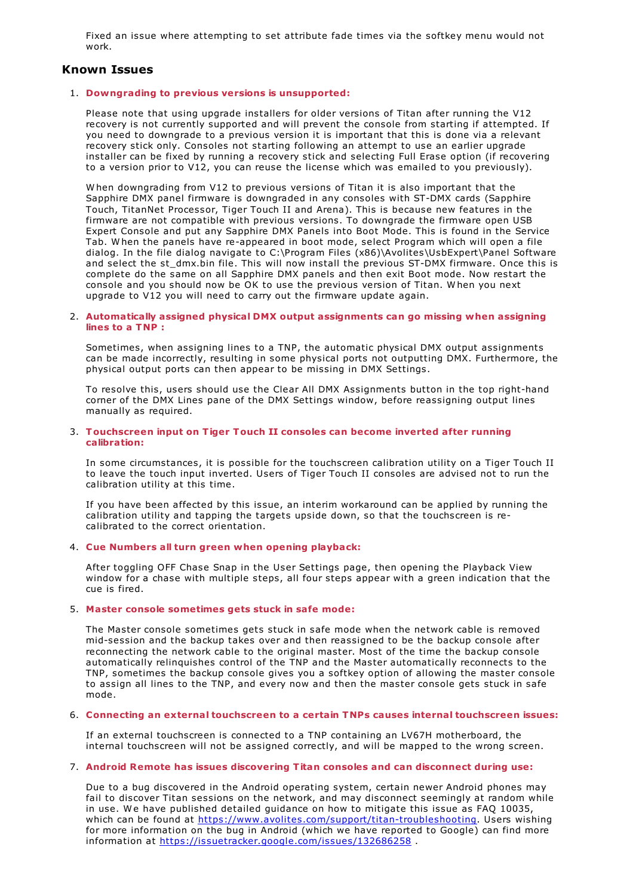Fixed an issue where attempting to set attribute fade times via the softkey menu would not work.

## Known Issues

1. **Downgrading to previous versions is unsupported:**

   Please note that using upgrade installers for older versions of Titan after running the V12 recovery is not currently supported and will prevent the console from starting if attempted. If you need to downgrade to a previous version it is important that this is done via a relevant recovery stick only. Consoles not starting following an attempt to use an earlier upgrade installer can be fixed by running a recovery stick and selecting Full Erase option (if recovering to a version prior to V12, you can reuse the license which was emailed to you previously).

   When downgrading from V12 to previous versions of Titan it is also important that the Sapphire DMX panel firmware is downgraded in any consoles with ST-DMX cards (Sapphire Touch, TitanNet Processor, Tiger Touch II and Arena). This is because new features in the firmware are not compatible with previous versions. To downgrade the firmware open USB Expert Console and put any Sapphire DMX Panels into Boot Mode. This is found in the Service Tab. When the panels have re-appeared in boot mode, select Program which will open a file dialog. In the file dialog navigate to C:\Program Files (x86)\Avolites\UsbExpert\Panel Software and select the st_dmx.bin file. This will now install the previous ST-DMX firmware. Once this is complete do the same on all Sapphire DMX panels and then exit Boot mode. Now restart the console and you should now be OK to use the previous version of Titan. When you next upgrade to V12 you will need to carry out the firmware update again.

2. **Automatically assigned physical DMX output assignments can go missing when assigning lines to a TNP :**

   Sometimes, when assigning lines to a TNP, the automatic physical DMX output assignments can be made incorrectly, resulting in some physical ports not outputting DMX. Furthermore, the physical output ports can then appear to be missing in DMX Settings.

   To resolve this, users should use the Clear All DMX Assignments button in the top right-hand corner of the DMX Lines pane of the DMX Settings window, before reassigning output lines manually as required.

3. **Touchscreen input on Tiger Touch II consoles can become inverted after running calibration:**

   In some circumstances, it is possible for the touchscreen calibration utility on a Tiger Touch II to leave the touch input inverted. Users of Tiger Touch II consoles are advised not to run the calibration utility at this time.

   If you have been affected by this issue, an interim workaround can be applied by running the calibration utility and tapping the targets upside down, so that the touchscreen is re-calibrated to the correct orientation.

4. **Cue Numbers all turn green when opening playback:**

   After toggling OFF Chase Snap in the User Settings page, then opening the Playback View window for a chase with multiple steps, all four steps appear with a green indication that the cue is fired.

5. **Master console sometimes gets stuck in safe mode:**

   The Master console sometimes gets stuck in safe mode when the network cable is removed mid-session and the backup takes over and then reassigned to be the backup console after reconnecting the network cable to the original master. Most of the time the backup console automatically relinquishes control of the TNP and the Master automatically reconnects to the TNP, sometimes the backup console gives you a softkey option of allowing the master console to assign all lines to the TNP, and every now and then the master console gets stuck in safe mode.

6. **Connecting an external touchscreen to a certain TNPs causes internal touchscreen issues:**

   If an external touchscreen is connected to a TNP containing an LV67H motherboard, the internal touchscreen will not be assigned correctly, and will be mapped to the wrong screen.

7. **Android Remote has issues discovering Titan consoles and can disconnect during use:**

   Due to a bug discovered in the Android operating system, certain newer Android phones may fail to discover Titan sessions on the network, and may disconnect seemingly at random while in use. We have published detailed guidance on how to mitigate this issue as FAQ 10035, which can be found at https://www.avolites.com/support/titan-troubleshooting. Users wishing for more information on the bug in Android (which we have reported to Google) can find more information at https://issuetracker.google.com/issues/132686258 .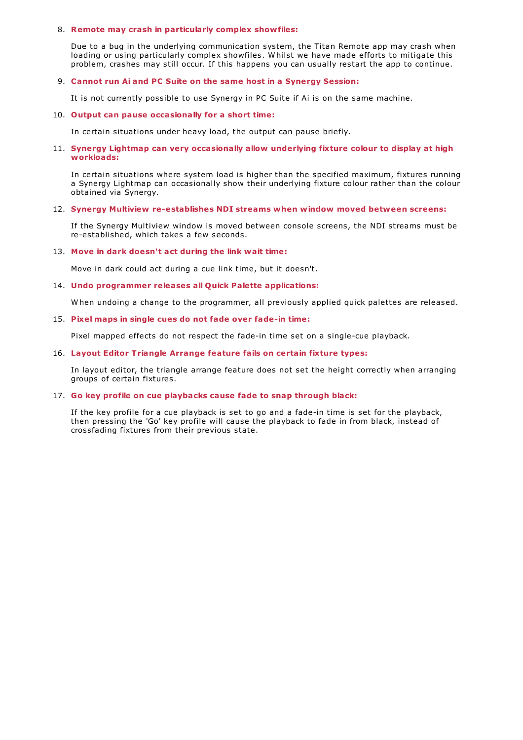8. **Remote may crash in particularly complex showfiles:**

   Due to a bug in the underlying communication system, the Titan Remote app may crash when loading or using particularly complex showfiles. Whilst we have made efforts to mitigate this problem, crashes may still occur. If this happens you can usually restart the app to continue.

9. **Cannot run Ai and PC Suite on the same host in a Synergy Session:**

   It is not currently possible to use Synergy in PC Suite if Ai is on the same machine.

10. **Output can pause occasionally for a short time:**

    In certain situations under heavy load, the output can pause briefly.

11. **Synergy Lightmap can very occasionally allow underlying fixture colour to display at high workloads:**

    In certain situations where system load is higher than the specified maximum, fixtures running a Synergy Lightmap can occasionally show their underlying fixture colour rather than the colour obtained via Synergy.

12. **Synergy Multiview re-establishes NDI streams when window moved between screens:**

    If the Synergy Multiview window is moved between console screens, the NDI streams must be re-established, which takes a few seconds.

13. **Move in dark doesn't act during the link wait time:**

    Move in dark could act during a cue link time, but it doesn't.

14. **Undo programmer releases all Quick Palette applications:**

    When undoing a change to the programmer, all previously applied quick palettes are released.

15. **Pixel maps in single cues do not fade over fade-in time:**

    Pixel mapped effects do not respect the fade-in time set on a single-cue playback.

16. **Layout Editor Triangle Arrange feature fails on certain fixture types:**

    In layout editor, the triangle arrange feature does not set the height correctly when arranging groups of certain fixtures.

17. **Go key profile on cue playbacks cause fade to snap through black:**

    If the key profile for a cue playback is set to go and a fade-in time is set for the playback, then pressing the 'Go' key profile will cause the playback to fade in from black, instead of crossfading fixtures from their previous state.